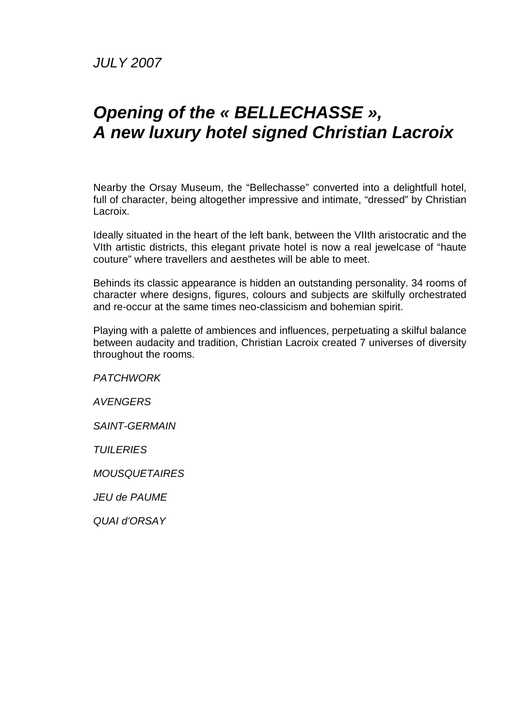*JULY 2007*

# *Opening of the « BELLECHASSE », A new luxury hotel signed Christian Lacroix*

Nearby the Orsay Museum, the “Bellechasse” converted into a delightfull hotel, full of character, being altogether impressive and intimate, “dressed” by Christian Lacroix.

Ideally situated in the heart of the left bank, between the VIIth aristocratic and the VIth artistic districts, this elegant private hotel is now a real jewelcase of “haute couture” where travellers and aesthetes will be able to meet.

Behinds its classic appearance is hidden an outstanding personality. 34 rooms of character where designs, figures, colours and subjects are skilfully orchestrated and re-occur at the same times neo-classicism and bohemian spirit.

Playing with a palette of ambiences and influences, perpetuating a skilful balance between audacity and tradition, Christian Lacroix created 7 universes of diversity throughout the rooms.

*PATCHWORK*

*AVENGERS*

*SAINT-GERMAIN*

*TUILERIES*

*MOUSQUETAIRES*

*JEU de PAUME*

*QUAI d'ORSAY*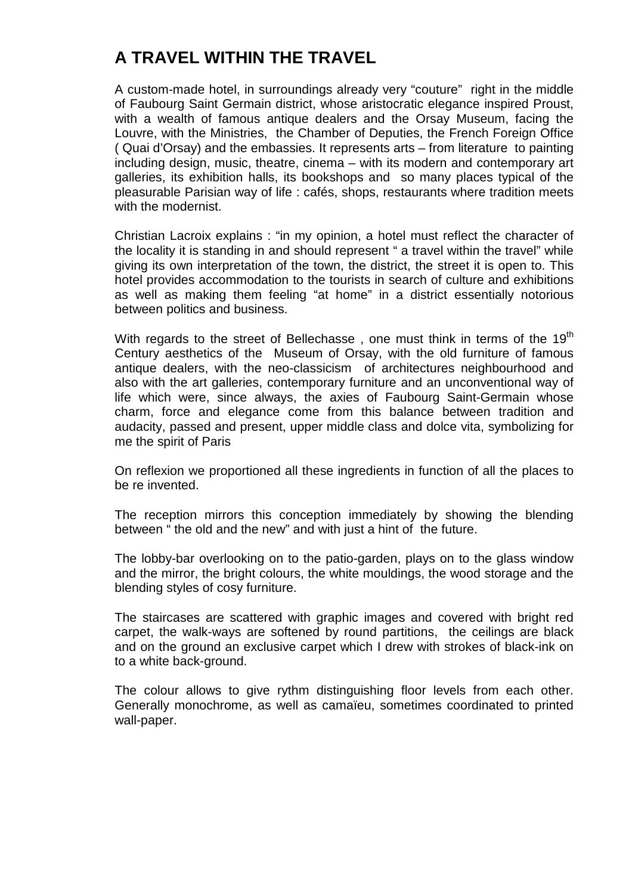## A TRAVEL WITHIN THE TRAVEL

A custom-made hotel, in surroundings already very "couture" right in the middle of Faubourg Saint Germain district, whose aristocratic elegance inspired Proust, with a wealth of famous antique dealers and the Orsay Museum, facing the Louvre, with the Ministries, the Chamber of Deputies, the French Foreign Office ( Quai d'Orsay) and the embassies. It represents arts – from literature to painting including design, music, theatre, cinema – with its modern and contemporary art galleries, its exhibition halls, its bookshops and so many places typical of the pleasurable Parisian way of life : cafés, shops, restaurants where tradition meets with the modernist.

Christian Lacroix explains : "in my opinion, a hotel must reflect the character of the locality it is standing in and should represent " a travel within the travel" while giving its own interpretation of the town, the district, the street it is open to. This hotel provides accommodation to the tourists in search of culture and exhibitions as well as making them feeling "at home" in a district essentially notorious between politics and business.

With regards to the street of Bellechasse , one must think in terms of the 19th Century aesthetics of the Museum of Orsay, with the old furniture of famous antique dealers, with the neo-classicism of architectures neighbourhood and also with the art galleries, contemporary furniture and an unconventional way of life which were, since always, the axies of Faubourg Saint-Germain whose charm, force and elegance come from this balance between tradition and audacity, passed and present, upper middle class and dolce vita, symbolizing for me the spirit of Paris

On reflexion we proportioned all these ingredients in function of all the places to be re invented.

The reception mirrors this conception immediately by showing the blending between " the old and the new" and with just a hint of the future.

The lobby-bar overlooking on to the patio-garden, plays on to the glass window and the mirror, the bright colours, the white mouldings, the wood storage and the blending styles of cosy furniture.

The staircases are scattered with graphic images and covered with bright red carpet, the walk-ways are softened by round partitions, the ceilings are black and on the ground an exclusive carpet which I drew with strokes of black-ink on to a white back-ground.

The colour allows to give rythm distinguishing floor levels from each other. Generally monochrome, as well as camaïeu, sometimes coordinated to printed wall-paper.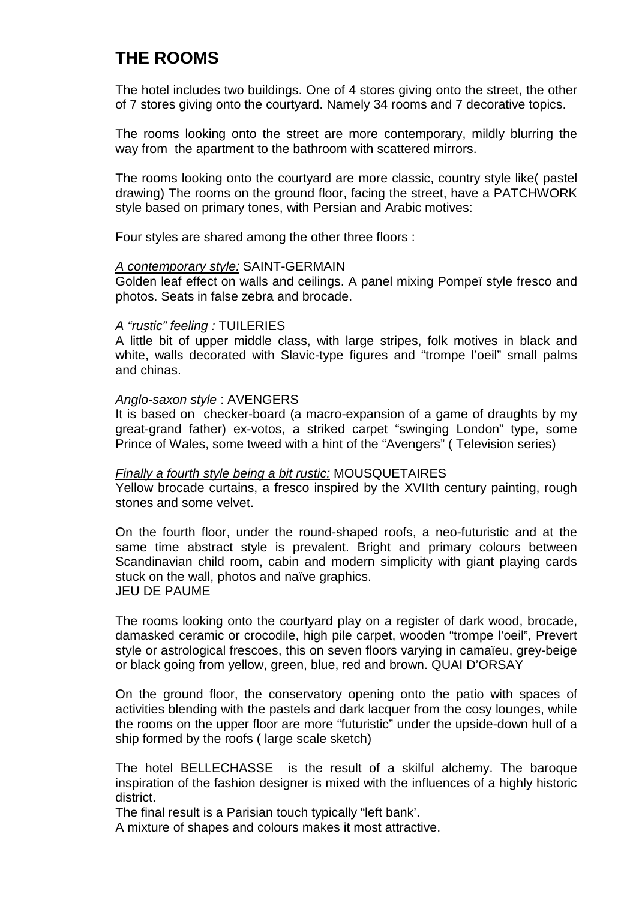# THE ROOMS

The hotel includes two buildings. One of 4 stores giving onto the street, the other of 7 stores giving onto the courtyard. Namely 34 rooms and 7 decorative topics.

The rooms looking onto the street are more contemporary, mildly blurring the way from the apartment to the bathroom with scattered mirrors.

The rooms looking onto the courtyard are more classic, country style like( pastel drawing) The rooms on the ground floor, facing the street, have a PATCHWORK style based on primary tones, with Persian and Arabic motives:

Four styles are shared among the other three floors :

*A contemporary style:* SAINT-GERMAIN
Golden leaf effect on walls and ceilings. A panel mixing Pompeï style fresco and photos. Seats in false zebra and brocade.

*A "rustic" feeling :* TUILERIES
A little bit of upper middle class, with large stripes, folk motives in black and white, walls decorated with Slavic-type figures and "trompe l'oeil" small palms and chinas.

*Anglo-saxon style* : AVENGERS
It is based on checker-board (a macro-expansion of a game of draughts by my great-grand father) ex-votos, a striked carpet "swinging London" type, some Prince of Wales, some tweed with a hint of the "Avengers" ( Television series)

*Finally a fourth style being a bit rustic:* MOUSQUETAIRES
Yellow brocade curtains, a fresco inspired by the XVIIth century painting, rough stones and some velvet.

On the fourth floor, under the round-shaped roofs, a neo-futuristic and at the same time abstract style is prevalent. Bright and primary colours between Scandinavian child room, cabin and modern simplicity with giant playing cards stuck on the wall, photos and naïve graphics.
JEU DE PAUME

The rooms looking onto the courtyard play on a register of dark wood, brocade, damasked ceramic or crocodile, high pile carpet, wooden "trompe l'oeil", Prevert style or astrological frescoes, this on seven floors varying in camaïeu, grey-beige or black going from yellow, green, blue, red and brown. QUAI D'ORSAY

On the ground floor, the conservatory opening onto the patio with spaces of activities blending with the pastels and dark lacquer from the cosy lounges, while the rooms on the upper floor are more "futuristic" under the upside-down hull of a ship formed by the roofs ( large scale sketch)

The hotel BELLECHASSE is the result of a skilful alchemy. The baroque inspiration of the fashion designer is mixed with the influences of a highly historic district.

The final result is a Parisian touch typically "left bank'.

A mixture of shapes and colours makes it most attractive.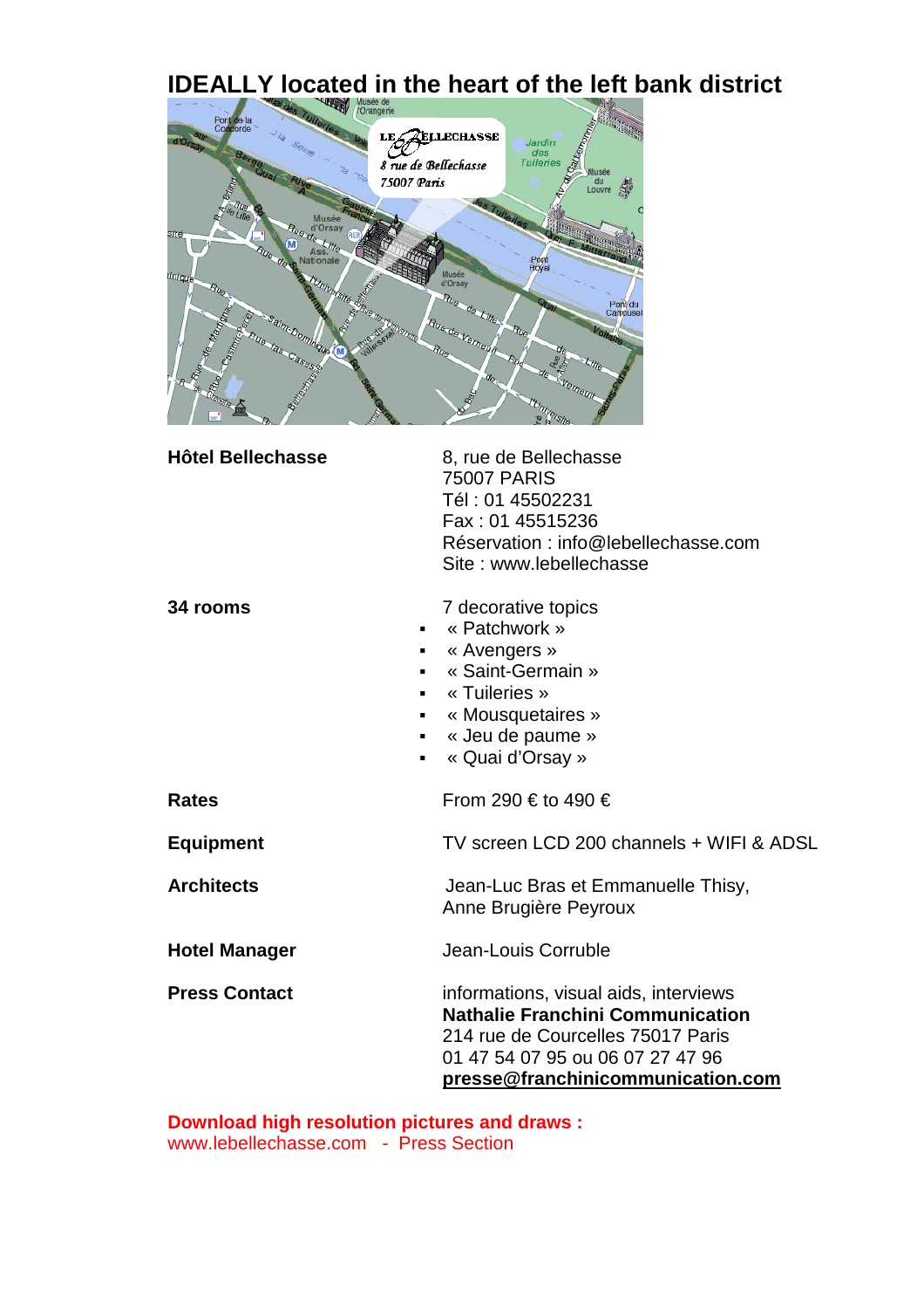# IDEALLY located in the heart of the left bank district

| | |
|---|---|
| **Hôtel Bellechasse** | 8, rue de Bellechasse<br>75007 PARIS<br>Tél : 01 45502231<br>Fax : 01 45515236<br>Réservation : info@lebellechasse.com<br>Site : www.lebellechasse |
| **34 rooms** | 7 decorative topics<br>▪ « Patchwork »<br>▪ « Avengers »<br>▪ « Saint-Germain »<br>▪ « Tuileries »<br>▪ « Mousquetaires »<br>▪ « Jeu de paume »<br>▪ « Quai d'Orsay » |
| **Rates** | From 290 € to 490 € |
| **Equipment** | TV screen LCD 200 channels + WIFI & ADSL |
| **Architects** | Jean-Luc Bras et Emmanuelle Thisy,<br>Anne Brugière Peyroux |
| **Hotel Manager** | Jean-Louis Corruble |
| **Press Contact** | informations, visual aids, interviews<br>**Nathalie Franchini Communication**<br>214 rue de Courcelles 75017 Paris<br>01 47 54 07 95 ou 06 07 27 47 96<br>**presse@franchinicommunication.com** |

**Download high resolution pictures and draws :**
www.lebellechasse.com - Press Section